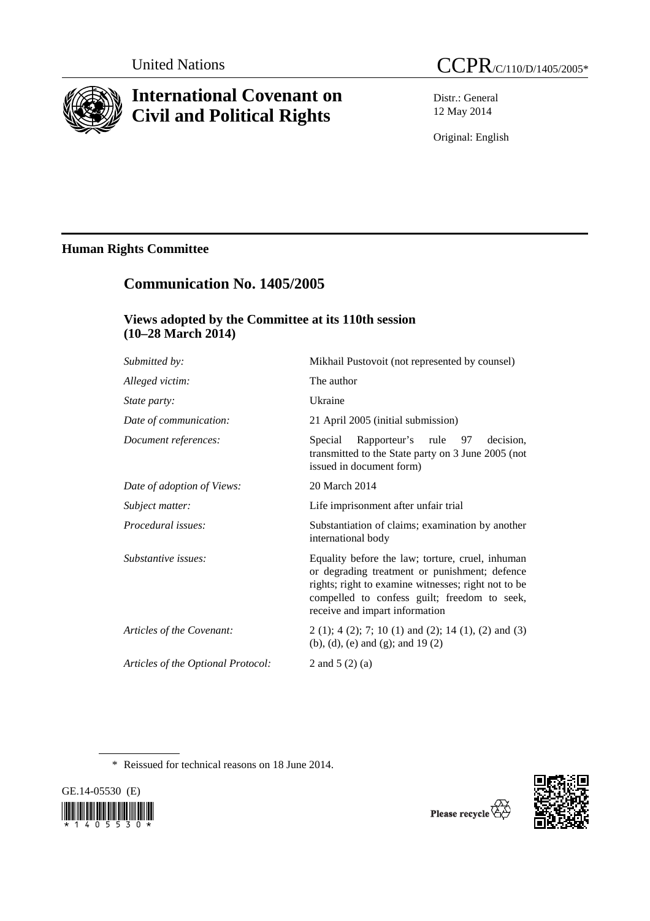United Nations

CCPR/C/110/D/1405/2005*

# International Covenant on Civil and Political Rights

Distr.: General
12 May 2014

Original: English

**Human Rights Committee**

## Communication No. 1405/2005

### Views adopted by the Committee at its 110th session (10–28 March 2014)

| | |
|---|---|
| *Submitted by:* | Mikhail Pustovoit (not represented by counsel) |
| *Alleged victim:* | The author |
| *State party:* | Ukraine |
| *Date of communication:* | 21 April 2005 (initial submission) |
| *Document references:* | Special Rapporteur's rule 97 decision, transmitted to the State party on 3 June 2005 (not issued in document form) |
| *Date of adoption of Views:* | 20 March 2014 |
| *Subject matter:* | Life imprisonment after unfair trial |
| *Procedural issues:* | Substantiation of claims; examination by another international body |
| *Substantive issues:* | Equality before the law; torture, cruel, inhuman or degrading treatment or punishment; defence rights; right to examine witnesses; right not to be compelled to confess guilt; freedom to seek, receive and impart information |
| *Articles of the Covenant:* | 2 (1); 4 (2); 7; 10 (1) and (2); 14 (1), (2) and (3) (b), (d), (e) and (g); and 19 (2) |
| *Articles of the Optional Protocol:* | 2 and 5 (2) (a) |

\* Reissued for technical reasons on 18 June 2014.

GE.14-05530 (E)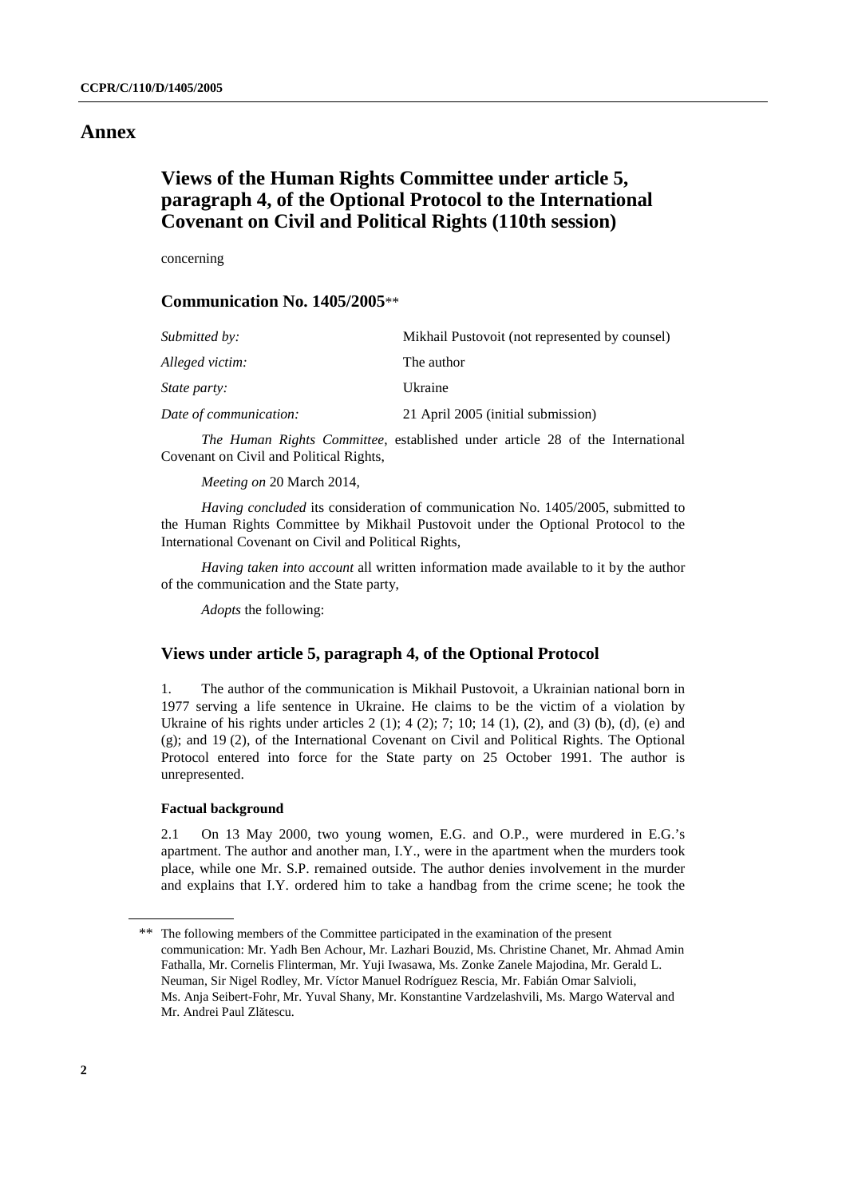# Annex

## Views of the Human Rights Committee under article 5, paragraph 4, of the Optional Protocol to the International Covenant on Civil and Political Rights (110th session)

concerning

### Communication No. 1405/2005**

| | |
|---|---|
| *Submitted by:* | Mikhail Pustovoit (not represented by counsel) |
| *Alleged victim:* | The author |
| *State party:* | Ukraine |
| *Date of communication:* | 21 April 2005 (initial submission) |

*The Human Rights Committee*, established under article 28 of the International Covenant on Civil and Political Rights,

*Meeting on* 20 March 2014,

*Having concluded* its consideration of communication No. 1405/2005, submitted to the Human Rights Committee by Mikhail Pustovoit under the Optional Protocol to the International Covenant on Civil and Political Rights,

*Having taken into account* all written information made available to it by the author of the communication and the State party,

*Adopts* the following:

### Views under article 5, paragraph 4, of the Optional Protocol

1. The author of the communication is Mikhail Pustovoit, a Ukrainian national born in 1977 serving a life sentence in Ukraine. He claims to be the victim of a violation by Ukraine of his rights under articles 2 (1); 4 (2); 7; 10; 14 (1), (2), and (3) (b), (d), (e) and (g); and 19 (2), of the International Covenant on Civil and Political Rights. The Optional Protocol entered into force for the State party on 25 October 1991. The author is unrepresented.

#### Factual background

2.1 On 13 May 2000, two young women, E.G. and O.P., were murdered in E.G.'s apartment. The author and another man, I.Y., were in the apartment when the murders took place, while one Mr. S.P. remained outside. The author denies involvement in the murder and explains that I.Y. ordered him to take a handbag from the crime scene; he took the

---

** The following members of the Committee participated in the examination of the present communication: Mr. Yadh Ben Achour, Mr. Lazhari Bouzid, Ms. Christine Chanet, Mr. Ahmad Amin Fathalla, Mr. Cornelis Flinterman, Mr. Yuji Iwasawa, Ms. Zonke Zanele Majodina, Mr. Gerald L. Neuman, Sir Nigel Rodley, Mr. Víctor Manuel Rodríguez Rescia, Mr. Fabián Omar Salvioli, Ms. Anja Seibert-Fohr, Mr. Yuval Shany, Mr. Konstantine Vardzelashvili, Ms. Margo Waterval and Mr. Andrei Paul Zlătescu.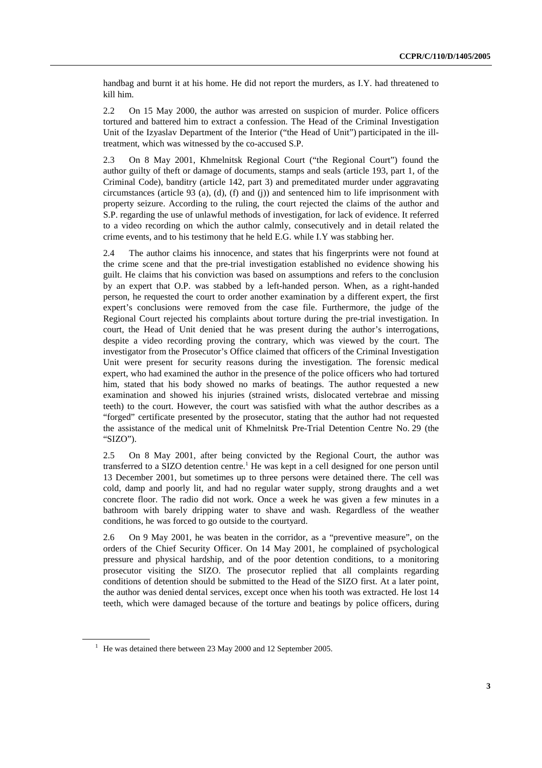handbag and burnt it at his home. He did not report the murders, as I.Y. had threatened to kill him.

2.2 On 15 May 2000, the author was arrested on suspicion of murder. Police officers tortured and battered him to extract a confession. The Head of the Criminal Investigation Unit of the Izyaslav Department of the Interior ("the Head of Unit") participated in the ill-treatment, which was witnessed by the co-accused S.P.

2.3 On 8 May 2001, Khmelnitsk Regional Court ("the Regional Court") found the author guilty of theft or damage of documents, stamps and seals (article 193, part 1, of the Criminal Code), banditry (article 142, part 3) and premeditated murder under aggravating circumstances (article 93 (a), (d), (f) and (j)) and sentenced him to life imprisonment with property seizure. According to the ruling, the court rejected the claims of the author and S.P. regarding the use of unlawful methods of investigation, for lack of evidence. It referred to a video recording on which the author calmly, consecutively and in detail related the crime events, and to his testimony that he held E.G. while I.Y was stabbing her.

2.4 The author claims his innocence, and states that his fingerprints were not found at the crime scene and that the pre-trial investigation established no evidence showing his guilt. He claims that his conviction was based on assumptions and refers to the conclusion by an expert that O.P. was stabbed by a left-handed person. When, as a right-handed person, he requested the court to order another examination by a different expert, the first expert's conclusions were removed from the case file. Furthermore, the judge of the Regional Court rejected his complaints about torture during the pre-trial investigation. In court, the Head of Unit denied that he was present during the author's interrogations, despite a video recording proving the contrary, which was viewed by the court. The investigator from the Prosecutor's Office claimed that officers of the Criminal Investigation Unit were present for security reasons during the investigation. The forensic medical expert, who had examined the author in the presence of the police officers who had tortured him, stated that his body showed no marks of beatings. The author requested a new examination and showed his injuries (strained wrists, dislocated vertebrae and missing teeth) to the court. However, the court was satisfied with what the author describes as a "forged" certificate presented by the prosecutor, stating that the author had not requested the assistance of the medical unit of Khmelnitsk Pre-Trial Detention Centre No. 29 (the "SIZO").

2.5 On 8 May 2001, after being convicted by the Regional Court, the author was transferred to a SIZO detention centre.[1] He was kept in a cell designed for one person until 13 December 2001, but sometimes up to three persons were detained there. The cell was cold, damp and poorly lit, and had no regular water supply, strong draughts and a wet concrete floor. The radio did not work. Once a week he was given a few minutes in a bathroom with barely dripping water to shave and wash. Regardless of the weather conditions, he was forced to go outside to the courtyard.

2.6 On 9 May 2001, he was beaten in the corridor, as a "preventive measure", on the orders of the Chief Security Officer. On 14 May 2001, he complained of psychological pressure and physical hardship, and of the poor detention conditions, to a monitoring prosecutor visiting the SIZO. The prosecutor replied that all complaints regarding conditions of detention should be submitted to the Head of the SIZO first. At a later point, the author was denied dental services, except once when his tooth was extracted. He lost 14 teeth, which were damaged because of the torture and beatings by police officers, during

[1] He was detained there between 23 May 2000 and 12 September 2005.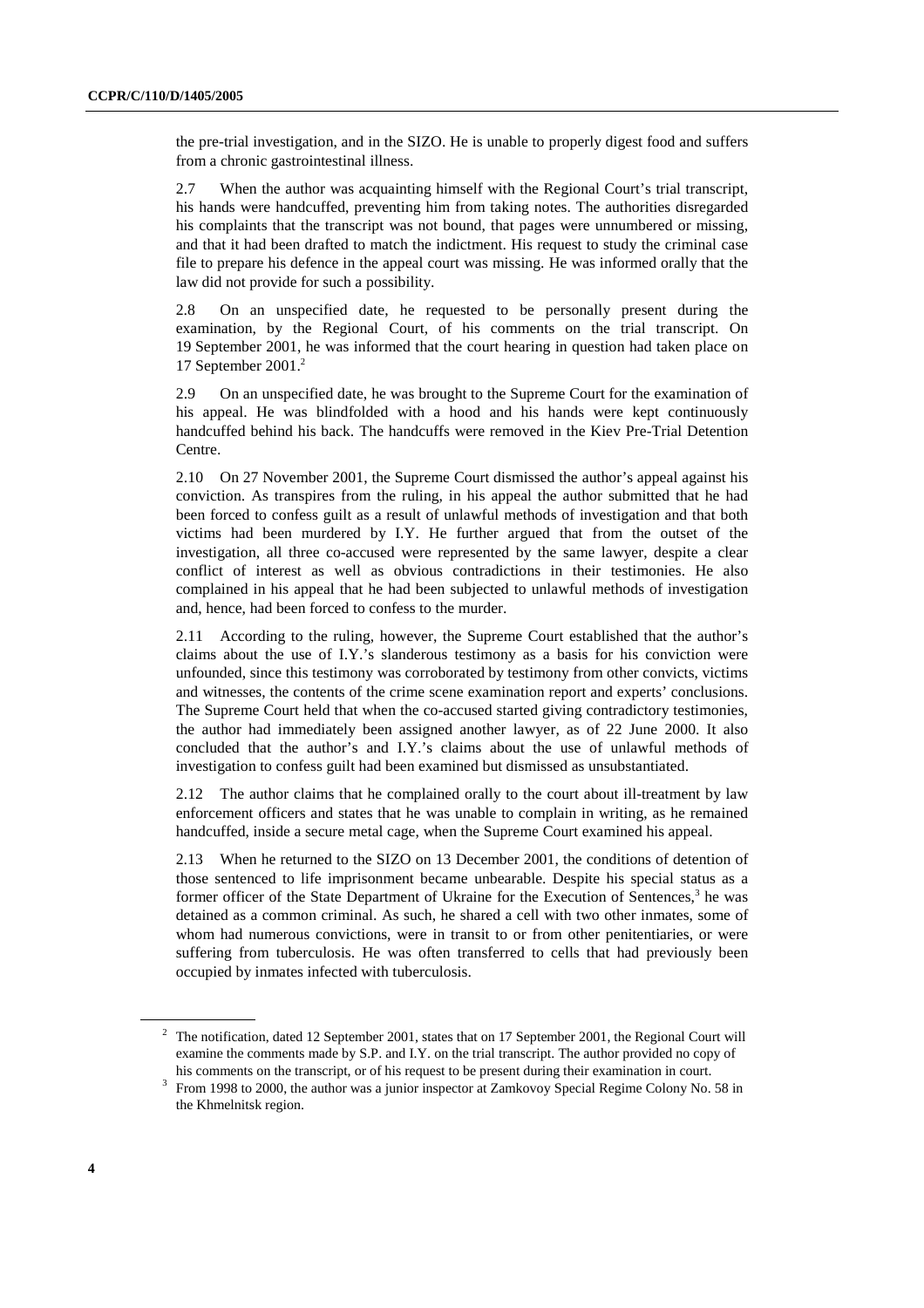the pre-trial investigation, and in the SIZO. He is unable to properly digest food and suffers from a chronic gastrointestinal illness.

2.7 When the author was acquainting himself with the Regional Court's trial transcript, his hands were handcuffed, preventing him from taking notes. The authorities disregarded his complaints that the transcript was not bound, that pages were unnumbered or missing, and that it had been drafted to match the indictment. His request to study the criminal case file to prepare his defence in the appeal court was missing. He was informed orally that the law did not provide for such a possibility.

2.8 On an unspecified date, he requested to be personally present during the examination, by the Regional Court, of his comments on the trial transcript. On 19 September 2001, he was informed that the court hearing in question had taken place on 17 September 2001.[2]

2.9 On an unspecified date, he was brought to the Supreme Court for the examination of his appeal. He was blindfolded with a hood and his hands were kept continuously handcuffed behind his back. The handcuffs were removed in the Kiev Pre-Trial Detention Centre.

2.10 On 27 November 2001, the Supreme Court dismissed the author's appeal against his conviction. As transpires from the ruling, in his appeal the author submitted that he had been forced to confess guilt as a result of unlawful methods of investigation and that both victims had been murdered by I.Y. He further argued that from the outset of the investigation, all three co-accused were represented by the same lawyer, despite a clear conflict of interest as well as obvious contradictions in their testimonies. He also complained in his appeal that he had been subjected to unlawful methods of investigation and, hence, had been forced to confess to the murder.

2.11 According to the ruling, however, the Supreme Court established that the author's claims about the use of I.Y.'s slanderous testimony as a basis for his conviction were unfounded, since this testimony was corroborated by testimony from other convicts, victims and witnesses, the contents of the crime scene examination report and experts' conclusions. The Supreme Court held that when the co-accused started giving contradictory testimonies, the author had immediately been assigned another lawyer, as of 22 June 2000. It also concluded that the author's and I.Y.'s claims about the use of unlawful methods of investigation to confess guilt had been examined but dismissed as unsubstantiated.

2.12 The author claims that he complained orally to the court about ill-treatment by law enforcement officers and states that he was unable to complain in writing, as he remained handcuffed, inside a secure metal cage, when the Supreme Court examined his appeal.

2.13 When he returned to the SIZO on 13 December 2001, the conditions of detention of those sentenced to life imprisonment became unbearable. Despite his special status as a former officer of the State Department of Ukraine for the Execution of Sentences,[3] he was detained as a common criminal. As such, he shared a cell with two other inmates, some of whom had numerous convictions, were in transit to or from other penitentiaries, or were suffering from tuberculosis. He was often transferred to cells that had previously been occupied by inmates infected with tuberculosis.

---

[2] The notification, dated 12 September 2001, states that on 17 September 2001, the Regional Court will examine the comments made by S.P. and I.Y. on the trial transcript. The author provided no copy of his comments on the transcript, or of his request to be present during their examination in court.

[3] From 1998 to 2000, the author was a junior inspector at Zamkovoy Special Regime Colony No. 58 in the Khmelnitsk region.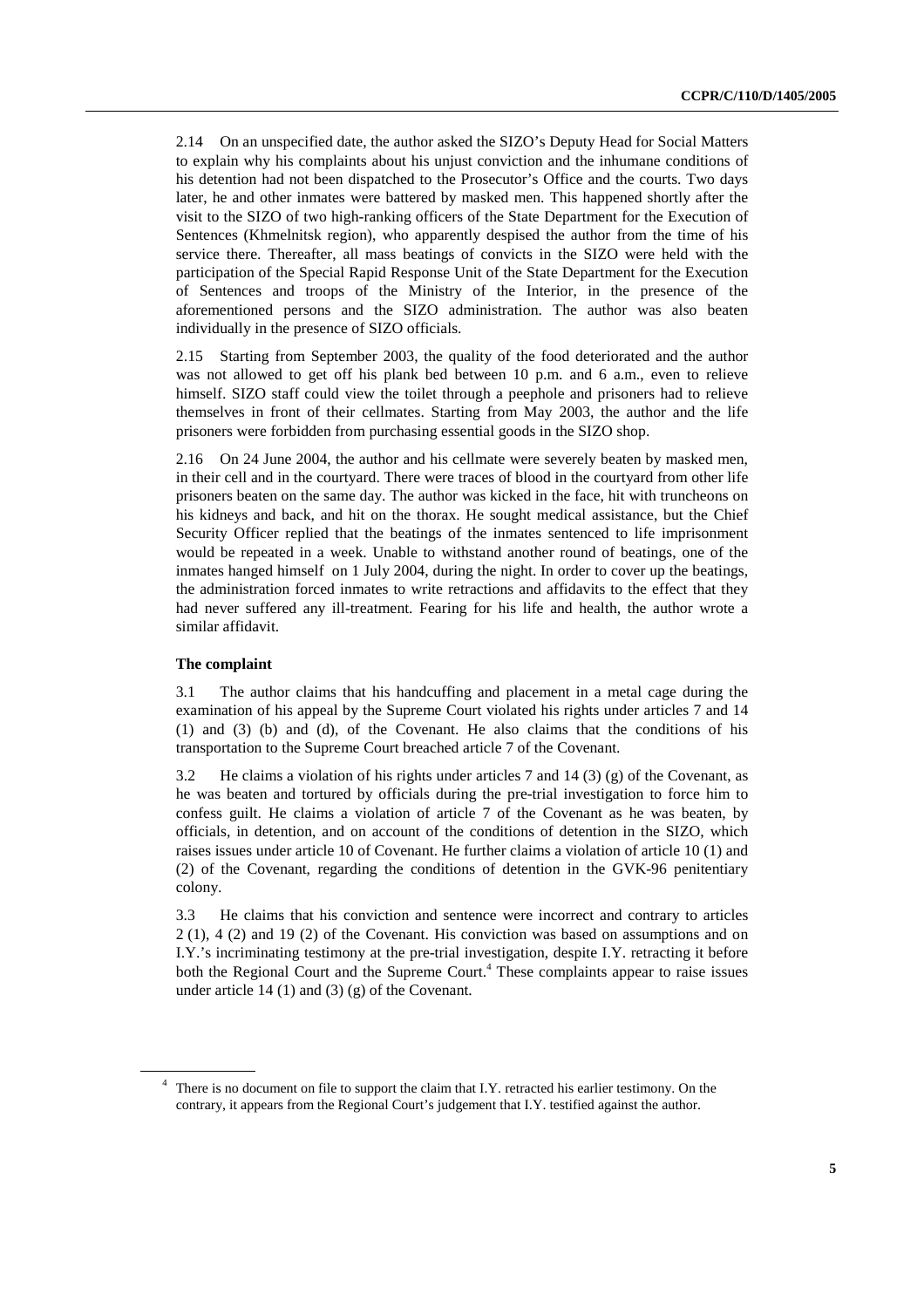2.14 On an unspecified date, the author asked the SIZO's Deputy Head for Social Matters to explain why his complaints about his unjust conviction and the inhumane conditions of his detention had not been dispatched to the Prosecutor's Office and the courts. Two days later, he and other inmates were battered by masked men. This happened shortly after the visit to the SIZO of two high-ranking officers of the State Department for the Execution of Sentences (Khmelnitsk region), who apparently despised the author from the time of his service there. Thereafter, all mass beatings of convicts in the SIZO were held with the participation of the Special Rapid Response Unit of the State Department for the Execution of Sentences and troops of the Ministry of the Interior, in the presence of the aforementioned persons and the SIZO administration. The author was also beaten individually in the presence of SIZO officials.

2.15 Starting from September 2003, the quality of the food deteriorated and the author was not allowed to get off his plank bed between 10 p.m. and 6 a.m., even to relieve himself. SIZO staff could view the toilet through a peephole and prisoners had to relieve themselves in front of their cellmates. Starting from May 2003, the author and the life prisoners were forbidden from purchasing essential goods in the SIZO shop.

2.16 On 24 June 2004, the author and his cellmate were severely beaten by masked men, in their cell and in the courtyard. There were traces of blood in the courtyard from other life prisoners beaten on the same day. The author was kicked in the face, hit with truncheons on his kidneys and back, and hit on the thorax. He sought medical assistance, but the Chief Security Officer replied that the beatings of the inmates sentenced to life imprisonment would be repeated in a week. Unable to withstand another round of beatings, one of the inmates hanged himself on 1 July 2004, during the night. In order to cover up the beatings, the administration forced inmates to write retractions and affidavits to the effect that they had never suffered any ill-treatment. Fearing for his life and health, the author wrote a similar affidavit.

### The complaint

3.1 The author claims that his handcuffing and placement in a metal cage during the examination of his appeal by the Supreme Court violated his rights under articles 7 and 14 (1) and (3) (b) and (d), of the Covenant. He also claims that the conditions of his transportation to the Supreme Court breached article 7 of the Covenant.

3.2 He claims a violation of his rights under articles 7 and 14 (3) (g) of the Covenant, as he was beaten and tortured by officials during the pre-trial investigation to force him to confess guilt. He claims a violation of article 7 of the Covenant as he was beaten, by officials, in detention, and on account of the conditions of detention in the SIZO, which raises issues under article 10 of Covenant. He further claims a violation of article 10 (1) and (2) of the Covenant, regarding the conditions of detention in the GVK-96 penitentiary colony.

3.3 He claims that his conviction and sentence were incorrect and contrary to articles 2 (1), 4 (2) and 19 (2) of the Covenant. His conviction was based on assumptions and on I.Y.'s incriminating testimony at the pre-trial investigation, despite I.Y. retracting it before both the Regional Court and the Supreme Court.[4] These complaints appear to raise issues under article 14 (1) and (3) (g) of the Covenant.

---

[4] There is no document on file to support the claim that I.Y. retracted his earlier testimony. On the contrary, it appears from the Regional Court's judgement that I.Y. testified against the author.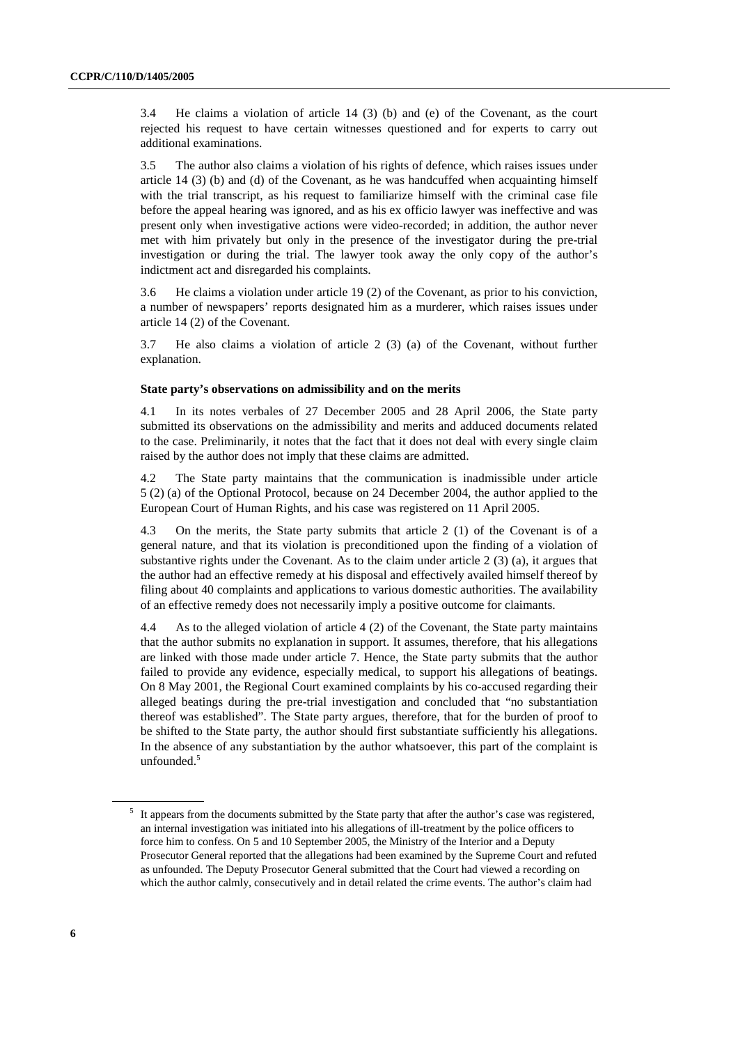3.4 He claims a violation of article 14 (3) (b) and (e) of the Covenant, as the court rejected his request to have certain witnesses questioned and for experts to carry out additional examinations.

3.5 The author also claims a violation of his rights of defence, which raises issues under article 14 (3) (b) and (d) of the Covenant, as he was handcuffed when acquainting himself with the trial transcript, as his request to familiarize himself with the criminal case file before the appeal hearing was ignored, and as his ex officio lawyer was ineffective and was present only when investigative actions were video-recorded; in addition, the author never met with him privately but only in the presence of the investigator during the pre-trial investigation or during the trial. The lawyer took away the only copy of the author's indictment act and disregarded his complaints.

3.6 He claims a violation under article 19 (2) of the Covenant, as prior to his conviction, a number of newspapers' reports designated him as a murderer, which raises issues under article 14 (2) of the Covenant.

3.7 He also claims a violation of article 2 (3) (a) of the Covenant, without further explanation.

### State party's observations on admissibility and on the merits

4.1 In its notes verbales of 27 December 2005 and 28 April 2006, the State party submitted its observations on the admissibility and merits and adduced documents related to the case. Preliminarily, it notes that the fact that it does not deal with every single claim raised by the author does not imply that these claims are admitted.

4.2 The State party maintains that the communication is inadmissible under article 5 (2) (a) of the Optional Protocol, because on 24 December 2004, the author applied to the European Court of Human Rights, and his case was registered on 11 April 2005.

4.3 On the merits, the State party submits that article 2 (1) of the Covenant is of a general nature, and that its violation is preconditioned upon the finding of a violation of substantive rights under the Covenant. As to the claim under article 2 (3) (a), it argues that the author had an effective remedy at his disposal and effectively availed himself thereof by filing about 40 complaints and applications to various domestic authorities. The availability of an effective remedy does not necessarily imply a positive outcome for claimants.

4.4 As to the alleged violation of article 4 (2) of the Covenant, the State party maintains that the author submits no explanation in support. It assumes, therefore, that his allegations are linked with those made under article 7. Hence, the State party submits that the author failed to provide any evidence, especially medical, to support his allegations of beatings. On 8 May 2001, the Regional Court examined complaints by his co-accused regarding their alleged beatings during the pre-trial investigation and concluded that "no substantiation thereof was established". The State party argues, therefore, that for the burden of proof to be shifted to the State party, the author should first substantiate sufficiently his allegations. In the absence of any substantiation by the author whatsoever, this part of the complaint is unfounded.[5]

---

[5] It appears from the documents submitted by the State party that after the author's case was registered, an internal investigation was initiated into his allegations of ill-treatment by the police officers to force him to confess. On 5 and 10 September 2005, the Ministry of the Interior and a Deputy Prosecutor General reported that the allegations had been examined by the Supreme Court and refuted as unfounded. The Deputy Prosecutor General submitted that the Court had viewed a recording on which the author calmly, consecutively and in detail related the crime events. The author's claim had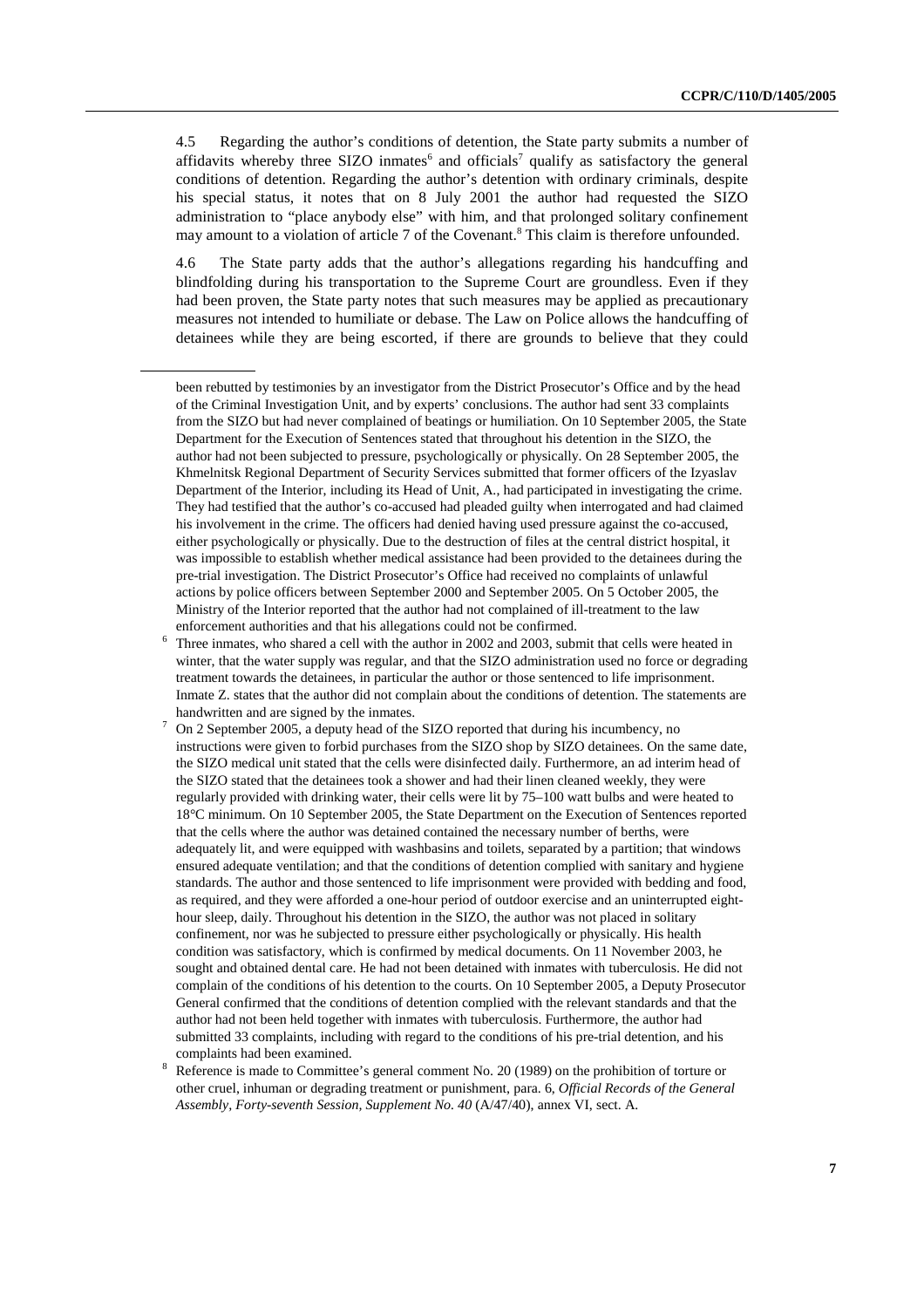4.5 Regarding the author's conditions of detention, the State party submits a number of affidavits whereby three SIZO inmates[6] and officials[7] qualify as satisfactory the general conditions of detention. Regarding the author's detention with ordinary criminals, despite his special status, it notes that on 8 July 2001 the author had requested the SIZO administration to "place anybody else" with him, and that prolonged solitary confinement may amount to a violation of article 7 of the Covenant.[8] This claim is therefore unfounded.

4.6 The State party adds that the author's allegations regarding his handcuffing and blindfolding during his transportation to the Supreme Court are groundless. Even if they had been proven, the State party notes that such measures may be applied as precautionary measures not intended to humiliate or debase. The Law on Police allows the handcuffing of detainees while they are being escorted, if there are grounds to believe that they could

---

been rebutted by testimonies by an investigator from the District Prosecutor's Office and by the head of the Criminal Investigation Unit, and by experts' conclusions. The author had sent 33 complaints from the SIZO but had never complained of beatings or humiliation. On 10 September 2005, the State Department for the Execution of Sentences stated that throughout his detention in the SIZO, the author had not been subjected to pressure, psychologically or physically. On 28 September 2005, the Khmelnitsk Regional Department of Security Services submitted that former officers of the Izyaslav Department of the Interior, including its Head of Unit, A., had participated in investigating the crime. They had testified that the author's co-accused had pleaded guilty when interrogated and had claimed his involvement in the crime. The officers had denied having used pressure against the co-accused, either psychologically or physically. Due to the destruction of files at the central district hospital, it was impossible to establish whether medical assistance had been provided to the detainees during the pre-trial investigation. The District Prosecutor's Office had received no complaints of unlawful actions by police officers between September 2000 and September 2005. On 5 October 2005, the Ministry of the Interior reported that the author had not complained of ill-treatment to the law enforcement authorities and that his allegations could not be confirmed.

[6] Three inmates, who shared a cell with the author in 2002 and 2003, submit that cells were heated in winter, that the water supply was regular, and that the SIZO administration used no force or degrading treatment towards the detainees, in particular the author or those sentenced to life imprisonment. Inmate Z. states that the author did not complain about the conditions of detention. The statements are handwritten and are signed by the inmates.

[7] On 2 September 2005, a deputy head of the SIZO reported that during his incumbency, no instructions were given to forbid purchases from the SIZO shop by SIZO detainees. On the same date, the SIZO medical unit stated that the cells were disinfected daily. Furthermore, an ad interim head of the SIZO stated that the detainees took a shower and had their linen cleaned weekly, they were regularly provided with drinking water, their cells were lit by 75–100 watt bulbs and were heated to 18°C minimum. On 10 September 2005, the State Department on the Execution of Sentences reported that the cells where the author was detained contained the necessary number of berths, were adequately lit, and were equipped with washbasins and toilets, separated by a partition; that windows ensured adequate ventilation; and that the conditions of detention complied with sanitary and hygiene standards. The author and those sentenced to life imprisonment were provided with bedding and food, as required, and they were afforded a one-hour period of outdoor exercise and an uninterrupted eight-hour sleep, daily. Throughout his detention in the SIZO, the author was not placed in solitary confinement, nor was he subjected to pressure either psychologically or physically. His health condition was satisfactory, which is confirmed by medical documents. On 11 November 2003, he sought and obtained dental care. He had not been detained with inmates with tuberculosis. He did not complain of the conditions of his detention to the courts. On 10 September 2005, a Deputy Prosecutor General confirmed that the conditions of detention complied with the relevant standards and that the author had not been held together with inmates with tuberculosis. Furthermore, the author had submitted 33 complaints, including with regard to the conditions of his pre-trial detention, and his complaints had been examined.

[8] Reference is made to Committee's general comment No. 20 (1989) on the prohibition of torture or other cruel, inhuman or degrading treatment or punishment, para. 6, *Official Records of the General Assembly, Forty-seventh Session, Supplement No. 40* (A/47/40), annex VI, sect. A.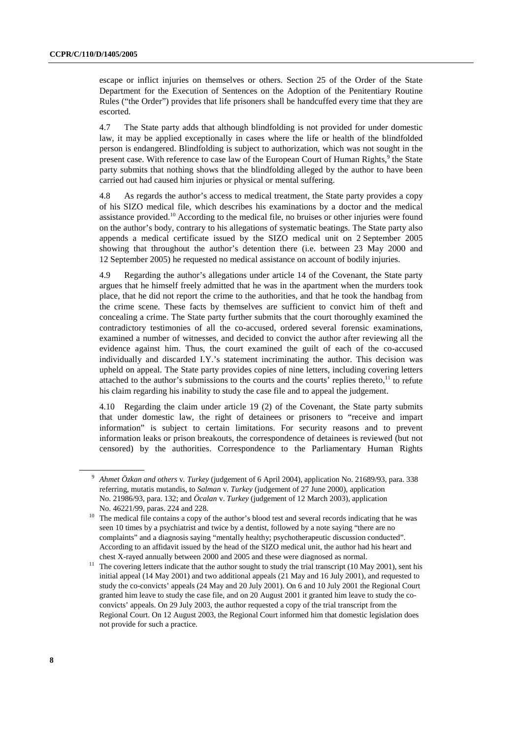escape or inflict injuries on themselves or others. Section 25 of the Order of the State Department for the Execution of Sentences on the Adoption of the Penitentiary Routine Rules ("the Order") provides that life prisoners shall be handcuffed every time that they are escorted.

4.7 The State party adds that although blindfolding is not provided for under domestic law, it may be applied exceptionally in cases where the life or health of the blindfolded person is endangered. Blindfolding is subject to authorization, which was not sought in the present case. With reference to case law of the European Court of Human Rights,[9] the State party submits that nothing shows that the blindfolding alleged by the author to have been carried out had caused him injuries or physical or mental suffering.

4.8 As regards the author's access to medical treatment, the State party provides a copy of his SIZO medical file, which describes his examinations by a doctor and the medical assistance provided.[10] According to the medical file, no bruises or other injuries were found on the author's body, contrary to his allegations of systematic beatings. The State party also appends a medical certificate issued by the SIZO medical unit on 2 September 2005 showing that throughout the author's detention there (i.e. between 23 May 2000 and 12 September 2005) he requested no medical assistance on account of bodily injuries.

4.9 Regarding the author's allegations under article 14 of the Covenant, the State party argues that he himself freely admitted that he was in the apartment when the murders took place, that he did not report the crime to the authorities, and that he took the handbag from the crime scene. These facts by themselves are sufficient to convict him of theft and concealing a crime. The State party further submits that the court thoroughly examined the contradictory testimonies of all the co-accused, ordered several forensic examinations, examined a number of witnesses, and decided to convict the author after reviewing all the evidence against him. Thus, the court examined the guilt of each of the co-accused individually and discarded I.Y.'s statement incriminating the author. This decision was upheld on appeal. The State party provides copies of nine letters, including covering letters attached to the author's submissions to the courts and the courts' replies thereto,[11] to refute his claim regarding his inability to study the case file and to appeal the judgement.

4.10 Regarding the claim under article 19 (2) of the Covenant, the State party submits that under domestic law, the right of detainees or prisoners to "receive and impart information" is subject to certain limitations. For security reasons and to prevent information leaks or prison breakouts, the correspondence of detainees is reviewed (but not censored) by the authorities. Correspondence to the Parliamentary Human Rights

---

[9] *Ahmet Özkan and others* v. *Turkey* (judgement of 6 April 2004), application No. 21689/93, para. 338 referring, mutatis mutandis, to *Salman* v. *Turkey* (judgement of 27 June 2000), application No. 21986/93, para. 132; and *Öcalan* v. *Turkey* (judgement of 12 March 2003), application No. 46221/99, paras. 224 and 228.

[10] The medical file contains a copy of the author's blood test and several records indicating that he was seen 10 times by a psychiatrist and twice by a dentist, followed by a note saying "there are no complaints" and a diagnosis saying "mentally healthy; psychotherapeutic discussion conducted". According to an affidavit issued by the head of the SIZO medical unit, the author had his heart and chest X-rayed annually between 2000 and 2005 and these were diagnosed as normal.

[11] The covering letters indicate that the author sought to study the trial transcript (10 May 2001), sent his initial appeal (14 May 2001) and two additional appeals (21 May and 16 July 2001), and requested to study the co-convicts' appeals (24 May and 20 July 2001). On 6 and 10 July 2001 the Regional Court granted him leave to study the case file, and on 20 August 2001 it granted him leave to study the co-convicts' appeals. On 29 July 2003, the author requested a copy of the trial transcript from the Regional Court. On 12 August 2003, the Regional Court informed him that domestic legislation does not provide for such a practice.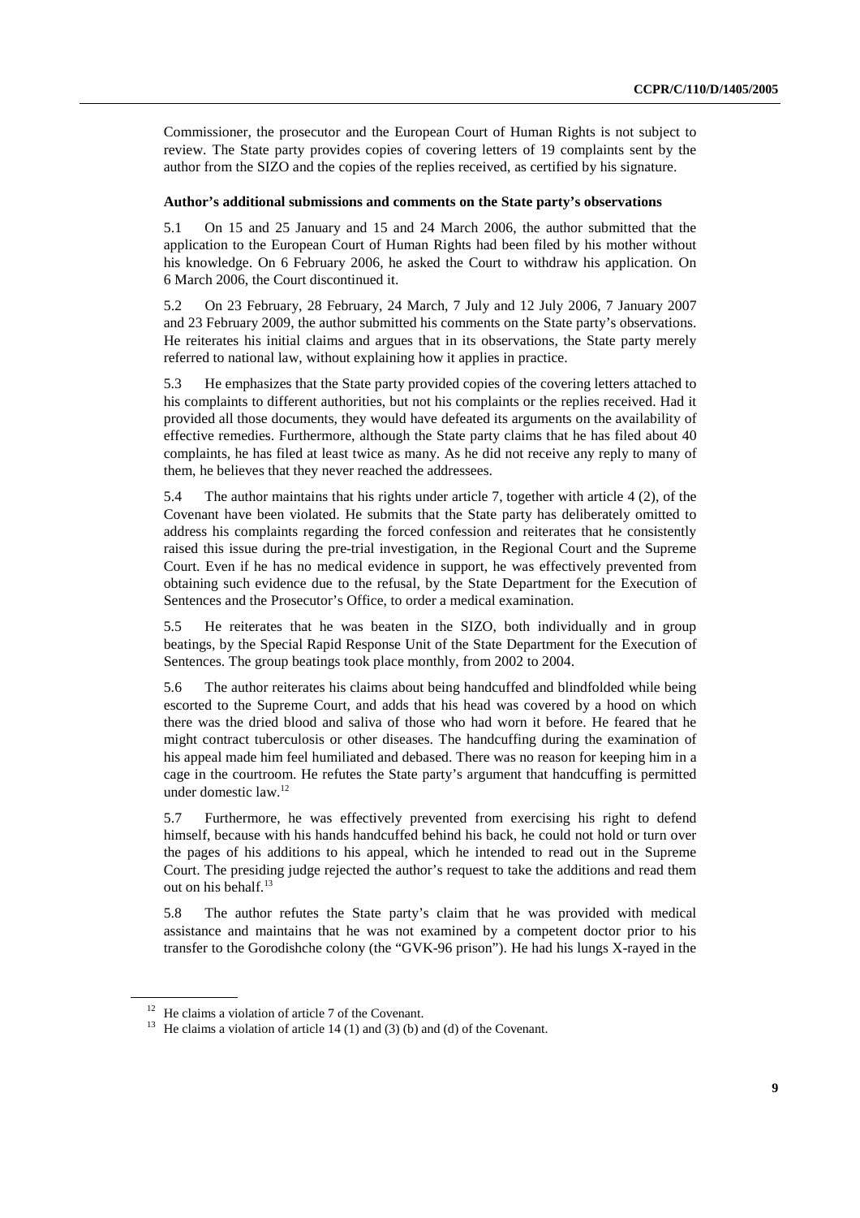Commissioner, the prosecutor and the European Court of Human Rights is not subject to review. The State party provides copies of covering letters of 19 complaints sent by the author from the SIZO and the copies of the replies received, as certified by his signature.

**Author's additional submissions and comments on the State party's observations**

5.1 On 15 and 25 January and 15 and 24 March 2006, the author submitted that the application to the European Court of Human Rights had been filed by his mother without his knowledge. On 6 February 2006, he asked the Court to withdraw his application. On 6 March 2006, the Court discontinued it.

5.2 On 23 February, 28 February, 24 March, 7 July and 12 July 2006, 7 January 2007 and 23 February 2009, the author submitted his comments on the State party's observations. He reiterates his initial claims and argues that in its observations, the State party merely referred to national law, without explaining how it applies in practice.

5.3 He emphasizes that the State party provided copies of the covering letters attached to his complaints to different authorities, but not his complaints or the replies received. Had it provided all those documents, they would have defeated its arguments on the availability of effective remedies. Furthermore, although the State party claims that he has filed about 40 complaints, he has filed at least twice as many. As he did not receive any reply to many of them, he believes that they never reached the addressees.

5.4 The author maintains that his rights under article 7, together with article 4 (2), of the Covenant have been violated. He submits that the State party has deliberately omitted to address his complaints regarding the forced confession and reiterates that he consistently raised this issue during the pre-trial investigation, in the Regional Court and the Supreme Court. Even if he has no medical evidence in support, he was effectively prevented from obtaining such evidence due to the refusal, by the State Department for the Execution of Sentences and the Prosecutor's Office, to order a medical examination.

5.5 He reiterates that he was beaten in the SIZO, both individually and in group beatings, by the Special Rapid Response Unit of the State Department for the Execution of Sentences. The group beatings took place monthly, from 2002 to 2004.

5.6 The author reiterates his claims about being handcuffed and blindfolded while being escorted to the Supreme Court, and adds that his head was covered by a hood on which there was the dried blood and saliva of those who had worn it before. He feared that he might contract tuberculosis or other diseases. The handcuffing during the examination of his appeal made him feel humiliated and debased. There was no reason for keeping him in a cage in the courtroom. He refutes the State party's argument that handcuffing is permitted under domestic law.[12]

5.7 Furthermore, he was effectively prevented from exercising his right to defend himself, because with his hands handcuffed behind his back, he could not hold or turn over the pages of his additions to his appeal, which he intended to read out in the Supreme Court. The presiding judge rejected the author's request to take the additions and read them out on his behalf.[13]

5.8 The author refutes the State party's claim that he was provided with medical assistance and maintains that he was not examined by a competent doctor prior to his transfer to the Gorodishche colony (the "GVK-96 prison"). He had his lungs X-rayed in the

---

[12] He claims a violation of article 7 of the Covenant.

[13] He claims a violation of article 14 (1) and (3) (b) and (d) of the Covenant.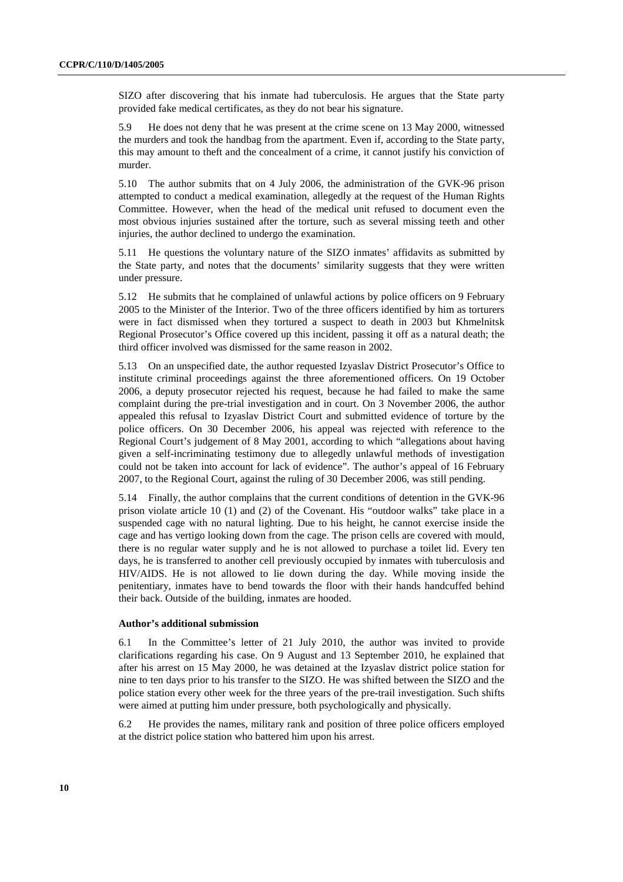SIZO after discovering that his inmate had tuberculosis. He argues that the State party provided fake medical certificates, as they do not bear his signature.

5.9 He does not deny that he was present at the crime scene on 13 May 2000, witnessed the murders and took the handbag from the apartment. Even if, according to the State party, this may amount to theft and the concealment of a crime, it cannot justify his conviction of murder.

5.10 The author submits that on 4 July 2006, the administration of the GVK-96 prison attempted to conduct a medical examination, allegedly at the request of the Human Rights Committee. However, when the head of the medical unit refused to document even the most obvious injuries sustained after the torture, such as several missing teeth and other injuries, the author declined to undergo the examination.

5.11 He questions the voluntary nature of the SIZO inmates' affidavits as submitted by the State party, and notes that the documents' similarity suggests that they were written under pressure.

5.12 He submits that he complained of unlawful actions by police officers on 9 February 2005 to the Minister of the Interior. Two of the three officers identified by him as torturers were in fact dismissed when they tortured a suspect to death in 2003 but Khmelnitsk Regional Prosecutor's Office covered up this incident, passing it off as a natural death; the third officer involved was dismissed for the same reason in 2002.

5.13 On an unspecified date, the author requested Izyaslav District Prosecutor's Office to institute criminal proceedings against the three aforementioned officers. On 19 October 2006, a deputy prosecutor rejected his request, because he had failed to make the same complaint during the pre-trial investigation and in court. On 3 November 2006, the author appealed this refusal to Izyaslav District Court and submitted evidence of torture by the police officers. On 30 December 2006, his appeal was rejected with reference to the Regional Court's judgement of 8 May 2001, according to which "allegations about having given a self-incriminating testimony due to allegedly unlawful methods of investigation could not be taken into account for lack of evidence". The author's appeal of 16 February 2007, to the Regional Court, against the ruling of 30 December 2006, was still pending.

5.14 Finally, the author complains that the current conditions of detention in the GVK-96 prison violate article 10 (1) and (2) of the Covenant. His "outdoor walks" take place in a suspended cage with no natural lighting. Due to his height, he cannot exercise inside the cage and has vertigo looking down from the cage. The prison cells are covered with mould, there is no regular water supply and he is not allowed to purchase a toilet lid. Every ten days, he is transferred to another cell previously occupied by inmates with tuberculosis and HIV/AIDS. He is not allowed to lie down during the day. While moving inside the penitentiary, inmates have to bend towards the floor with their hands handcuffed behind their back. Outside of the building, inmates are hooded.

### Author's additional submission

6.1 In the Committee's letter of 21 July 2010, the author was invited to provide clarifications regarding his case. On 9 August and 13 September 2010, he explained that after his arrest on 15 May 2000, he was detained at the Izyaslav district police station for nine to ten days prior to his transfer to the SIZO. He was shifted between the SIZO and the police station every other week for the three years of the pre-trail investigation. Such shifts were aimed at putting him under pressure, both psychologically and physically.

6.2 He provides the names, military rank and position of three police officers employed at the district police station who battered him upon his arrest.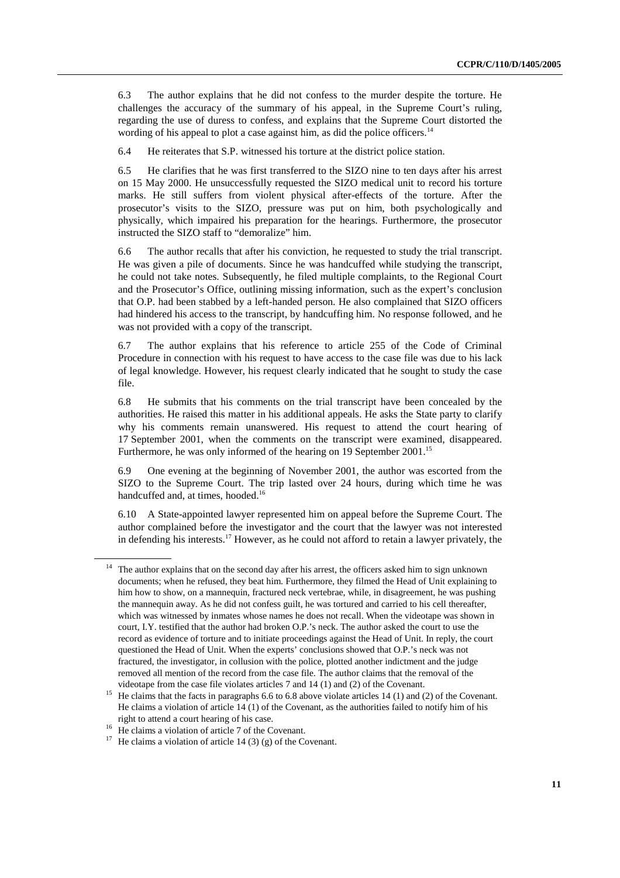6.3 The author explains that he did not confess to the murder despite the torture. He challenges the accuracy of the summary of his appeal, in the Supreme Court's ruling, regarding the use of duress to confess, and explains that the Supreme Court distorted the wording of his appeal to plot a case against him, as did the police officers.[14]

6.4 He reiterates that S.P. witnessed his torture at the district police station.

6.5 He clarifies that he was first transferred to the SIZO nine to ten days after his arrest on 15 May 2000. He unsuccessfully requested the SIZO medical unit to record his torture marks. He still suffers from violent physical after-effects of the torture. After the prosecutor's visits to the SIZO, pressure was put on him, both psychologically and physically, which impaired his preparation for the hearings. Furthermore, the prosecutor instructed the SIZO staff to "demoralize" him.

6.6 The author recalls that after his conviction, he requested to study the trial transcript. He was given a pile of documents. Since he was handcuffed while studying the transcript, he could not take notes. Subsequently, he filed multiple complaints, to the Regional Court and the Prosecutor's Office, outlining missing information, such as the expert's conclusion that O.P. had been stabbed by a left-handed person. He also complained that SIZO officers had hindered his access to the transcript, by handcuffing him. No response followed, and he was not provided with a copy of the transcript.

6.7 The author explains that his reference to article 255 of the Code of Criminal Procedure in connection with his request to have access to the case file was due to his lack of legal knowledge. However, his request clearly indicated that he sought to study the case file.

6.8 He submits that his comments on the trial transcript have been concealed by the authorities. He raised this matter in his additional appeals. He asks the State party to clarify why his comments remain unanswered. His request to attend the court hearing of 17 September 2001, when the comments on the transcript were examined, disappeared. Furthermore, he was only informed of the hearing on 19 September 2001.[15]

6.9 One evening at the beginning of November 2001, the author was escorted from the SIZO to the Supreme Court. The trip lasted over 24 hours, during which time he was handcuffed and, at times, hooded.[16]

6.10 A State-appointed lawyer represented him on appeal before the Supreme Court. The author complained before the investigator and the court that the lawyer was not interested in defending his interests.[17] However, as he could not afford to retain a lawyer privately, the

---

[14] The author explains that on the second day after his arrest, the officers asked him to sign unknown documents; when he refused, they beat him. Furthermore, they filmed the Head of Unit explaining to him how to show, on a mannequin, fractured neck vertebrae, while, in disagreement, he was pushing the mannequin away. As he did not confess guilt, he was tortured and carried to his cell thereafter, which was witnessed by inmates whose names he does not recall. When the videotape was shown in court, I.Y. testified that the author had broken O.P.'s neck. The author asked the court to use the record as evidence of torture and to initiate proceedings against the Head of Unit. In reply, the court questioned the Head of Unit. When the experts' conclusions showed that O.P.'s neck was not fractured, the investigator, in collusion with the police, plotted another indictment and the judge removed all mention of the record from the case file. The author claims that the removal of the videotape from the case file violates articles 7 and 14 (1) and (2) of the Covenant.

[15] He claims that the facts in paragraphs 6.6 to 6.8 above violate articles 14 (1) and (2) of the Covenant. He claims a violation of article 14 (1) of the Covenant, as the authorities failed to notify him of his right to attend a court hearing of his case.

[16] He claims a violation of article 7 of the Covenant.

[17] He claims a violation of article 14 (3) (g) of the Covenant.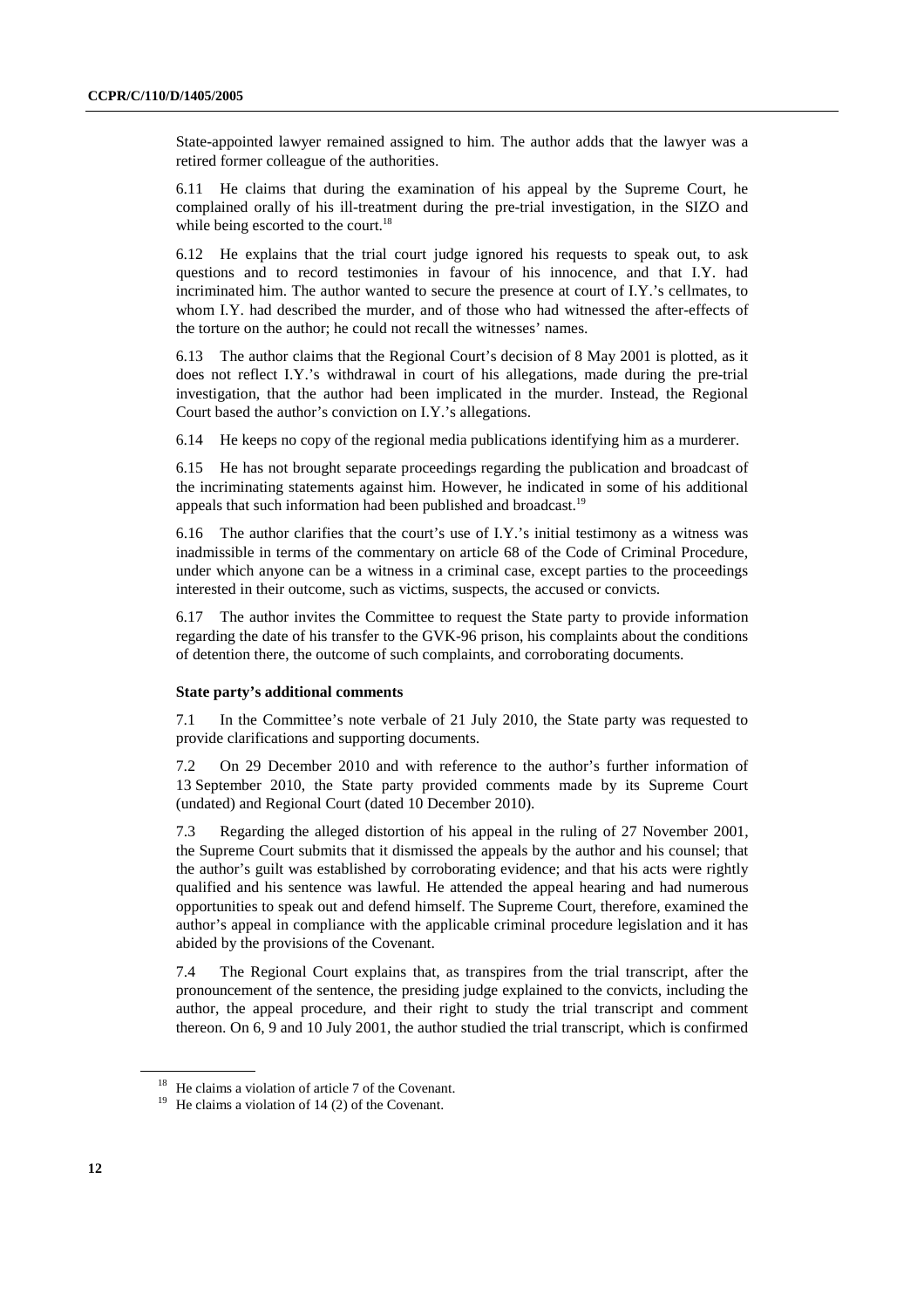State-appointed lawyer remained assigned to him. The author adds that the lawyer was a retired former colleague of the authorities.

6.11 He claims that during the examination of his appeal by the Supreme Court, he complained orally of his ill-treatment during the pre-trial investigation, in the SIZO and while being escorted to the court.[18]

6.12 He explains that the trial court judge ignored his requests to speak out, to ask questions and to record testimonies in favour of his innocence, and that I.Y. had incriminated him. The author wanted to secure the presence at court of I.Y.'s cellmates, to whom I.Y. had described the murder, and of those who had witnessed the after-effects of the torture on the author; he could not recall the witnesses' names.

6.13 The author claims that the Regional Court's decision of 8 May 2001 is plotted, as it does not reflect I.Y.'s withdrawal in court of his allegations, made during the pre-trial investigation, that the author had been implicated in the murder. Instead, the Regional Court based the author's conviction on I.Y.'s allegations.

6.14 He keeps no copy of the regional media publications identifying him as a murderer.

6.15 He has not brought separate proceedings regarding the publication and broadcast of the incriminating statements against him. However, he indicated in some of his additional appeals that such information had been published and broadcast.[19]

6.16 The author clarifies that the court's use of I.Y.'s initial testimony as a witness was inadmissible in terms of the commentary on article 68 of the Code of Criminal Procedure, under which anyone can be a witness in a criminal case, except parties to the proceedings interested in their outcome, such as victims, suspects, the accused or convicts.

6.17 The author invites the Committee to request the State party to provide information regarding the date of his transfer to the GVK-96 prison, his complaints about the conditions of detention there, the outcome of such complaints, and corroborating documents.

**State party's additional comments**

7.1 In the Committee's note verbale of 21 July 2010, the State party was requested to provide clarifications and supporting documents.

7.2 On 29 December 2010 and with reference to the author's further information of 13 September 2010, the State party provided comments made by its Supreme Court (undated) and Regional Court (dated 10 December 2010).

7.3 Regarding the alleged distortion of his appeal in the ruling of 27 November 2001, the Supreme Court submits that it dismissed the appeals by the author and his counsel; that the author's guilt was established by corroborating evidence; and that his acts were rightly qualified and his sentence was lawful. He attended the appeal hearing and had numerous opportunities to speak out and defend himself. The Supreme Court, therefore, examined the author's appeal in compliance with the applicable criminal procedure legislation and it has abided by the provisions of the Covenant.

7.4 The Regional Court explains that, as transpires from the trial transcript, after the pronouncement of the sentence, the presiding judge explained to the convicts, including the author, the appeal procedure, and their right to study the trial transcript and comment thereon. On 6, 9 and 10 July 2001, the author studied the trial transcript, which is confirmed

[18] He claims a violation of article 7 of the Covenant.

[19] He claims a violation of 14 (2) of the Covenant.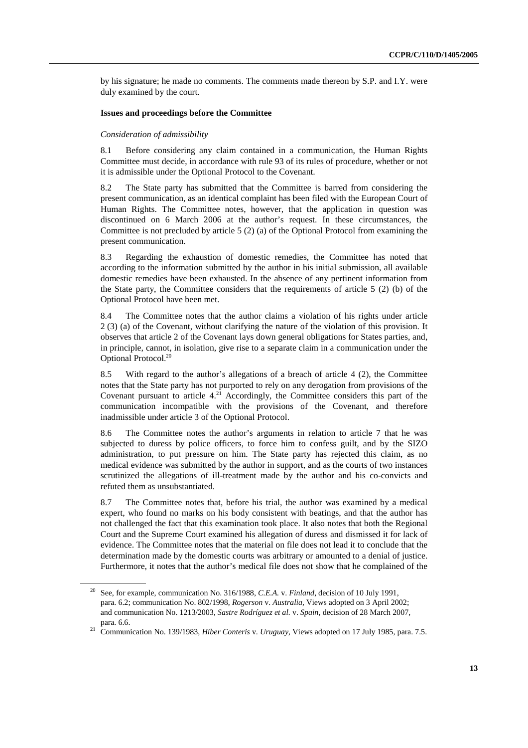by his signature; he made no comments. The comments made thereon by S.P. and I.Y. were duly examined by the court.

#### Issues and proceedings before the Committee

*Consideration of admissibility*

8.1 Before considering any claim contained in a communication, the Human Rights Committee must decide, in accordance with rule 93 of its rules of procedure, whether or not it is admissible under the Optional Protocol to the Covenant.

8.2 The State party has submitted that the Committee is barred from considering the present communication, as an identical complaint has been filed with the European Court of Human Rights. The Committee notes, however, that the application in question was discontinued on 6 March 2006 at the author's request. In these circumstances, the Committee is not precluded by article 5 (2) (a) of the Optional Protocol from examining the present communication.

8.3 Regarding the exhaustion of domestic remedies, the Committee has noted that according to the information submitted by the author in his initial submission, all available domestic remedies have been exhausted. In the absence of any pertinent information from the State party, the Committee considers that the requirements of article 5 (2) (b) of the Optional Protocol have been met.

8.4 The Committee notes that the author claims a violation of his rights under article 2 (3) (a) of the Covenant, without clarifying the nature of the violation of this provision. It observes that article 2 of the Covenant lays down general obligations for States parties, and, in principle, cannot, in isolation, give rise to a separate claim in a communication under the Optional Protocol.[20]

8.5 With regard to the author's allegations of a breach of article 4 (2), the Committee notes that the State party has not purported to rely on any derogation from provisions of the Covenant pursuant to article 4.[21] Accordingly, the Committee considers this part of the communication incompatible with the provisions of the Covenant, and therefore inadmissible under article 3 of the Optional Protocol.

8.6 The Committee notes the author's arguments in relation to article 7 that he was subjected to duress by police officers, to force him to confess guilt, and by the SIZO administration, to put pressure on him. The State party has rejected this claim, as no medical evidence was submitted by the author in support, and as the courts of two instances scrutinized the allegations of ill-treatment made by the author and his co-convicts and refuted them as unsubstantiated.

8.7 The Committee notes that, before his trial, the author was examined by a medical expert, who found no marks on his body consistent with beatings, and that the author has not challenged the fact that this examination took place. It also notes that both the Regional Court and the Supreme Court examined his allegation of duress and dismissed it for lack of evidence. The Committee notes that the material on file does not lead it to conclude that the determination made by the domestic courts was arbitrary or amounted to a denial of justice. Furthermore, it notes that the author's medical file does not show that he complained of the

---

[20] See, for example, communication No. 316/1988, *C.E.A.* v. *Finland*, decision of 10 July 1991, para. 6.2; communication No. 802/1998, *Rogerson* v. *Australia*, Views adopted on 3 April 2002; and communication No. 1213/2003, *Sastre Rodríguez et al.* v. *Spain*, decision of 28 March 2007, para. 6.6.

[21] Communication No. 139/1983, *Hiber Conteris* v. *Uruguay*, Views adopted on 17 July 1985, para. 7.5.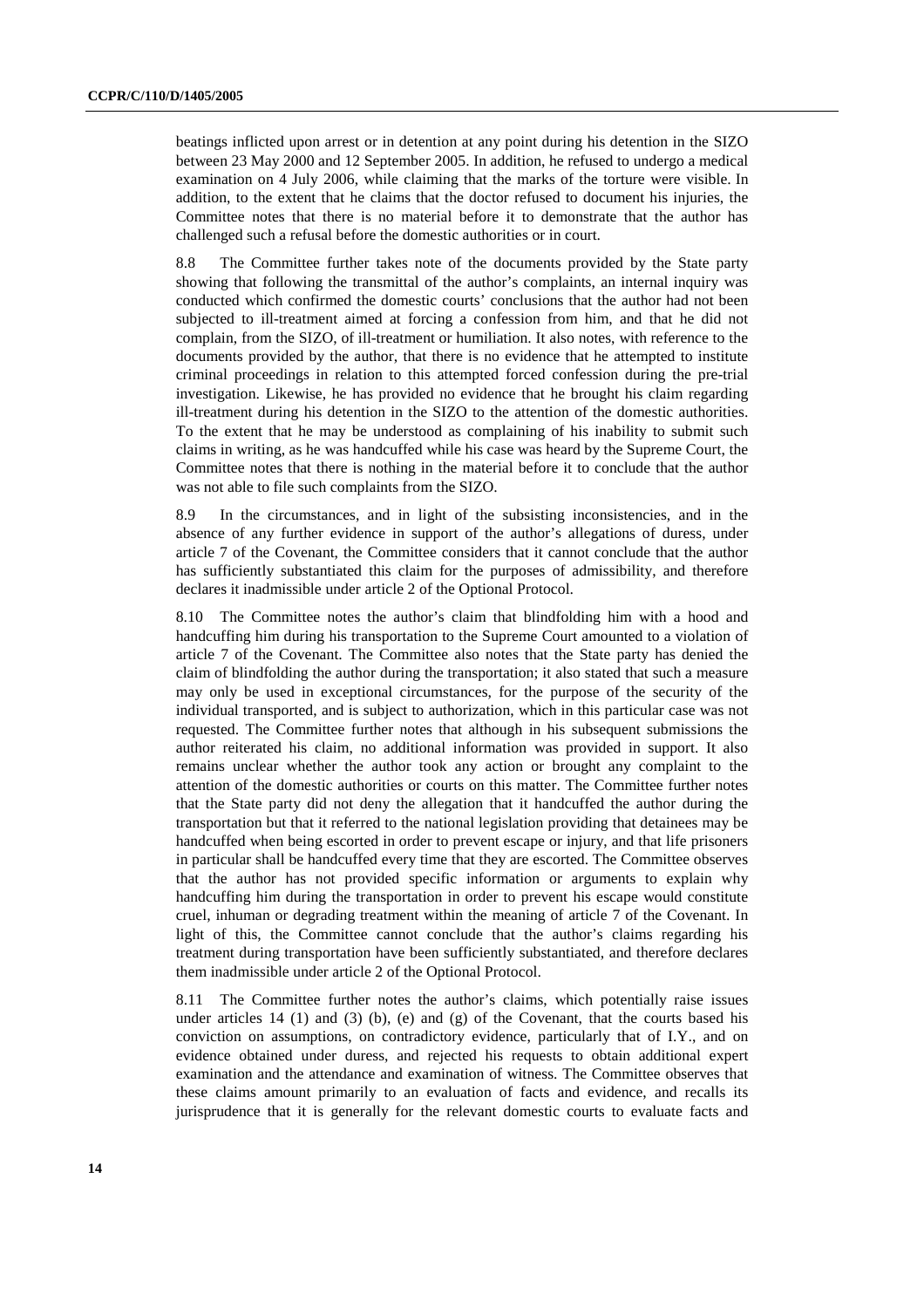beatings inflicted upon arrest or in detention at any point during his detention in the SIZO between 23 May 2000 and 12 September 2005. In addition, he refused to undergo a medical examination on 4 July 2006, while claiming that the marks of the torture were visible. In addition, to the extent that he claims that the doctor refused to document his injuries, the Committee notes that there is no material before it to demonstrate that the author has challenged such a refusal before the domestic authorities or in court.

8.8 The Committee further takes note of the documents provided by the State party showing that following the transmittal of the author's complaints, an internal inquiry was conducted which confirmed the domestic courts' conclusions that the author had not been subjected to ill-treatment aimed at forcing a confession from him, and that he did not complain, from the SIZO, of ill-treatment or humiliation. It also notes, with reference to the documents provided by the author, that there is no evidence that he attempted to institute criminal proceedings in relation to this attempted forced confession during the pre-trial investigation. Likewise, he has provided no evidence that he brought his claim regarding ill-treatment during his detention in the SIZO to the attention of the domestic authorities. To the extent that he may be understood as complaining of his inability to submit such claims in writing, as he was handcuffed while his case was heard by the Supreme Court, the Committee notes that there is nothing in the material before it to conclude that the author was not able to file such complaints from the SIZO.

8.9 In the circumstances, and in light of the subsisting inconsistencies, and in the absence of any further evidence in support of the author's allegations of duress, under article 7 of the Covenant, the Committee considers that it cannot conclude that the author has sufficiently substantiated this claim for the purposes of admissibility, and therefore declares it inadmissible under article 2 of the Optional Protocol.

8.10 The Committee notes the author's claim that blindfolding him with a hood and handcuffing him during his transportation to the Supreme Court amounted to a violation of article 7 of the Covenant. The Committee also notes that the State party has denied the claim of blindfolding the author during the transportation; it also stated that such a measure may only be used in exceptional circumstances, for the purpose of the security of the individual transported, and is subject to authorization, which in this particular case was not requested. The Committee further notes that although in his subsequent submissions the author reiterated his claim, no additional information was provided in support. It also remains unclear whether the author took any action or brought any complaint to the attention of the domestic authorities or courts on this matter. The Committee further notes that the State party did not deny the allegation that it handcuffed the author during the transportation but that it referred to the national legislation providing that detainees may be handcuffed when being escorted in order to prevent escape or injury, and that life prisoners in particular shall be handcuffed every time that they are escorted. The Committee observes that the author has not provided specific information or arguments to explain why handcuffing him during the transportation in order to prevent his escape would constitute cruel, inhuman or degrading treatment within the meaning of article 7 of the Covenant. In light of this, the Committee cannot conclude that the author's claims regarding his treatment during transportation have been sufficiently substantiated, and therefore declares them inadmissible under article 2 of the Optional Protocol.

8.11 The Committee further notes the author's claims, which potentially raise issues under articles 14 (1) and (3) (b), (e) and (g) of the Covenant, that the courts based his conviction on assumptions, on contradictory evidence, particularly that of I.Y., and on evidence obtained under duress, and rejected his requests to obtain additional expert examination and the attendance and examination of witness. The Committee observes that these claims amount primarily to an evaluation of facts and evidence, and recalls its jurisprudence that it is generally for the relevant domestic courts to evaluate facts and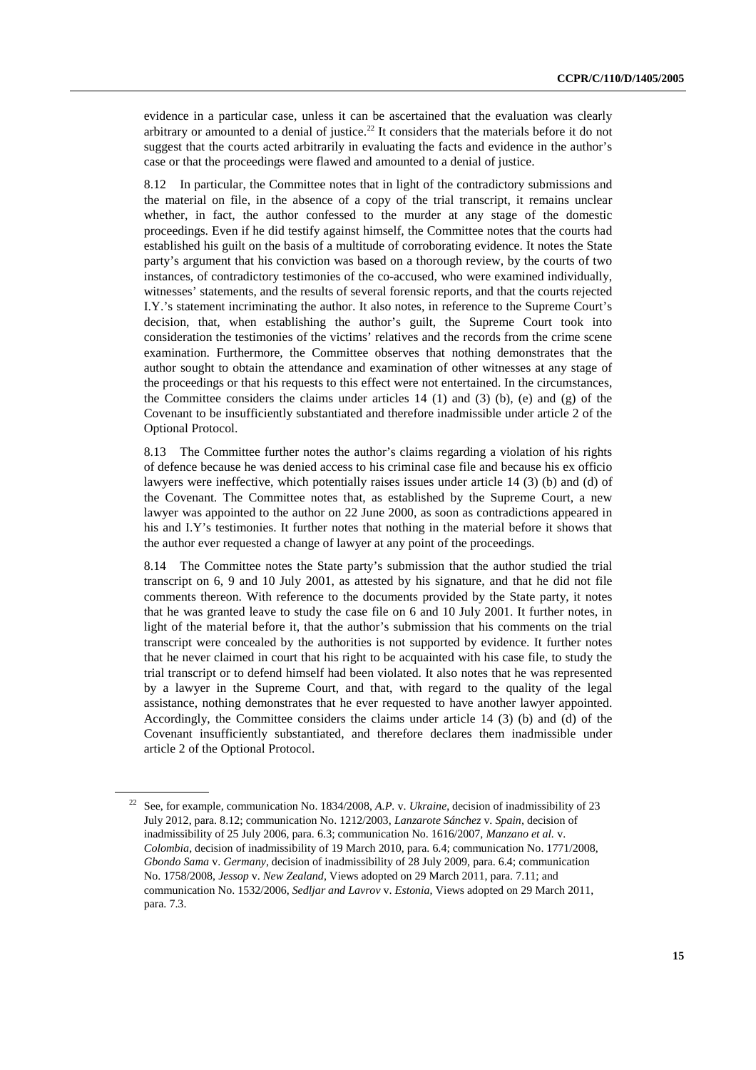evidence in a particular case, unless it can be ascertained that the evaluation was clearly arbitrary or amounted to a denial of justice.[22] It considers that the materials before it do not suggest that the courts acted arbitrarily in evaluating the facts and evidence in the author's case or that the proceedings were flawed and amounted to a denial of justice.

8.12 In particular, the Committee notes that in light of the contradictory submissions and the material on file, in the absence of a copy of the trial transcript, it remains unclear whether, in fact, the author confessed to the murder at any stage of the domestic proceedings. Even if he did testify against himself, the Committee notes that the courts had established his guilt on the basis of a multitude of corroborating evidence. It notes the State party's argument that his conviction was based on a thorough review, by the courts of two instances, of contradictory testimonies of the co-accused, who were examined individually, witnesses' statements, and the results of several forensic reports, and that the courts rejected I.Y.'s statement incriminating the author. It also notes, in reference to the Supreme Court's decision, that, when establishing the author's guilt, the Supreme Court took into consideration the testimonies of the victims' relatives and the records from the crime scene examination. Furthermore, the Committee observes that nothing demonstrates that the author sought to obtain the attendance and examination of other witnesses at any stage of the proceedings or that his requests to this effect were not entertained. In the circumstances, the Committee considers the claims under articles 14 (1) and (3) (b), (e) and (g) of the Covenant to be insufficiently substantiated and therefore inadmissible under article 2 of the Optional Protocol.

8.13 The Committee further notes the author's claims regarding a violation of his rights of defence because he was denied access to his criminal case file and because his ex officio lawyers were ineffective, which potentially raises issues under article 14 (3) (b) and (d) of the Covenant. The Committee notes that, as established by the Supreme Court, a new lawyer was appointed to the author on 22 June 2000, as soon as contradictions appeared in his and I.Y's testimonies. It further notes that nothing in the material before it shows that the author ever requested a change of lawyer at any point of the proceedings.

8.14 The Committee notes the State party's submission that the author studied the trial transcript on 6, 9 and 10 July 2001, as attested by his signature, and that he did not file comments thereon. With reference to the documents provided by the State party, it notes that he was granted leave to study the case file on 6 and 10 July 2001. It further notes, in light of the material before it, that the author's submission that his comments on the trial transcript were concealed by the authorities is not supported by evidence. It further notes that he never claimed in court that his right to be acquainted with his case file, to study the trial transcript or to defend himself had been violated. It also notes that he was represented by a lawyer in the Supreme Court, and that, with regard to the quality of the legal assistance, nothing demonstrates that he ever requested to have another lawyer appointed. Accordingly, the Committee considers the claims under article 14 (3) (b) and (d) of the Covenant insufficiently substantiated, and therefore declares them inadmissible under article 2 of the Optional Protocol.

[22] See, for example, communication No. 1834/2008, *A.P.* v. *Ukraine*, decision of inadmissibility of 23 July 2012, para. 8.12; communication No. 1212/2003, *Lanzarote Sánchez* v. *Spain*, decision of inadmissibility of 25 July 2006, para. 6.3; communication No. 1616/2007, *Manzano et al.* v. *Colombia*, decision of inadmissibility of 19 March 2010, para. 6.4; communication No. 1771/2008, *Gbondo Sama* v. *Germany*, decision of inadmissibility of 28 July 2009, para. 6.4; communication No. 1758/2008, *Jessop* v. *New Zealand*, Views adopted on 29 March 2011, para. 7.11; and communication No. 1532/2006, *Sedljar and Lavrov* v. *Estonia*, Views adopted on 29 March 2011, para. 7.3.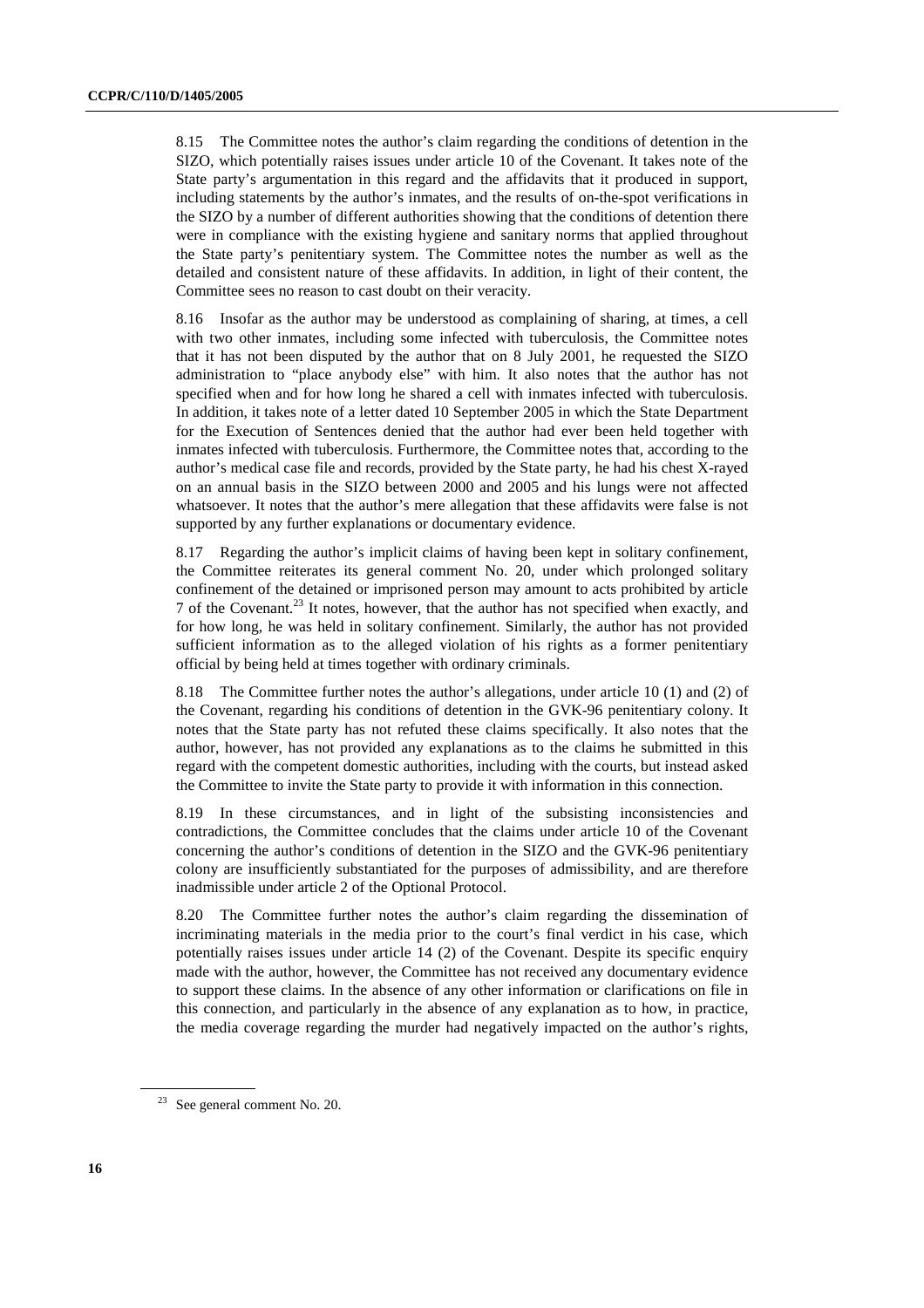8.15 The Committee notes the author's claim regarding the conditions of detention in the SIZO, which potentially raises issues under article 10 of the Covenant. It takes note of the State party's argumentation in this regard and the affidavits that it produced in support, including statements by the author's inmates, and the results of on-the-spot verifications in the SIZO by a number of different authorities showing that the conditions of detention there were in compliance with the existing hygiene and sanitary norms that applied throughout the State party's penitentiary system. The Committee notes the number as well as the detailed and consistent nature of these affidavits. In addition, in light of their content, the Committee sees no reason to cast doubt on their veracity.

8.16 Insofar as the author may be understood as complaining of sharing, at times, a cell with two other inmates, including some infected with tuberculosis, the Committee notes that it has not been disputed by the author that on 8 July 2001, he requested the SIZO administration to "place anybody else" with him. It also notes that the author has not specified when and for how long he shared a cell with inmates infected with tuberculosis. In addition, it takes note of a letter dated 10 September 2005 in which the State Department for the Execution of Sentences denied that the author had ever been held together with inmates infected with tuberculosis. Furthermore, the Committee notes that, according to the author's medical case file and records, provided by the State party, he had his chest X-rayed on an annual basis in the SIZO between 2000 and 2005 and his lungs were not affected whatsoever. It notes that the author's mere allegation that these affidavits were false is not supported by any further explanations or documentary evidence.

8.17 Regarding the author's implicit claims of having been kept in solitary confinement, the Committee reiterates its general comment No. 20, under which prolonged solitary confinement of the detained or imprisoned person may amount to acts prohibited by article 7 of the Covenant.[23] It notes, however, that the author has not specified when exactly, and for how long, he was held in solitary confinement. Similarly, the author has not provided sufficient information as to the alleged violation of his rights as a former penitentiary official by being held at times together with ordinary criminals.

8.18 The Committee further notes the author's allegations, under article 10 (1) and (2) of the Covenant, regarding his conditions of detention in the GVK-96 penitentiary colony. It notes that the State party has not refuted these claims specifically. It also notes that the author, however, has not provided any explanations as to the claims he submitted in this regard with the competent domestic authorities, including with the courts, but instead asked the Committee to invite the State party to provide it with information in this connection.

8.19 In these circumstances, and in light of the subsisting inconsistencies and contradictions, the Committee concludes that the claims under article 10 of the Covenant concerning the author's conditions of detention in the SIZO and the GVK-96 penitentiary colony are insufficiently substantiated for the purposes of admissibility, and are therefore inadmissible under article 2 of the Optional Protocol.

8.20 The Committee further notes the author's claim regarding the dissemination of incriminating materials in the media prior to the court's final verdict in his case, which potentially raises issues under article 14 (2) of the Covenant. Despite its specific enquiry made with the author, however, the Committee has not received any documentary evidence to support these claims. In the absence of any other information or clarifications on file in this connection, and particularly in the absence of any explanation as to how, in practice, the media coverage regarding the murder had negatively impacted on the author's rights,

[23] See general comment No. 20.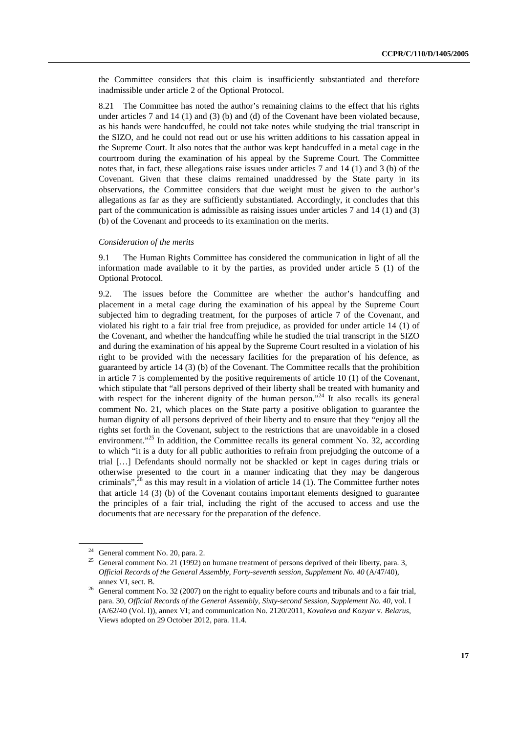the Committee considers that this claim is insufficiently substantiated and therefore inadmissible under article 2 of the Optional Protocol.

8.21 The Committee has noted the author's remaining claims to the effect that his rights under articles 7 and 14 (1) and (3) (b) and (d) of the Covenant have been violated because, as his hands were handcuffed, he could not take notes while studying the trial transcript in the SIZO, and he could not read out or use his written additions to his cassation appeal in the Supreme Court. It also notes that the author was kept handcuffed in a metal cage in the courtroom during the examination of his appeal by the Supreme Court. The Committee notes that, in fact, these allegations raise issues under articles 7 and 14 (1) and 3 (b) of the Covenant. Given that these claims remained unaddressed by the State party in its observations, the Committee considers that due weight must be given to the author's allegations as far as they are sufficiently substantiated. Accordingly, it concludes that this part of the communication is admissible as raising issues under articles 7 and 14 (1) and (3) (b) of the Covenant and proceeds to its examination on the merits.

*Consideration of the merits*

9.1 The Human Rights Committee has considered the communication in light of all the information made available to it by the parties, as provided under article 5 (1) of the Optional Protocol.

9.2. The issues before the Committee are whether the author's handcuffing and placement in a metal cage during the examination of his appeal by the Supreme Court subjected him to degrading treatment, for the purposes of article 7 of the Covenant, and violated his right to a fair trial free from prejudice, as provided for under article 14 (1) of the Covenant, and whether the handcuffing while he studied the trial transcript in the SIZO and during the examination of his appeal by the Supreme Court resulted in a violation of his right to be provided with the necessary facilities for the preparation of his defence, as guaranteed by article 14 (3) (b) of the Covenant. The Committee recalls that the prohibition in article 7 is complemented by the positive requirements of article 10 (1) of the Covenant, which stipulate that "all persons deprived of their liberty shall be treated with humanity and with respect for the inherent dignity of the human person."[24] It also recalls its general comment No. 21, which places on the State party a positive obligation to guarantee the human dignity of all persons deprived of their liberty and to ensure that they "enjoy all the rights set forth in the Covenant, subject to the restrictions that are unavoidable in a closed environment."[25] In addition, the Committee recalls its general comment No. 32, according to which "it is a duty for all public authorities to refrain from prejudging the outcome of a trial […] Defendants should normally not be shackled or kept in cages during trials or otherwise presented to the court in a manner indicating that they may be dangerous criminals",[26] as this may result in a violation of article 14 (1). The Committee further notes that article 14 (3) (b) of the Covenant contains important elements designed to guarantee the principles of a fair trial, including the right of the accused to access and use the documents that are necessary for the preparation of the defence.

---

[24] General comment No. 20, para. 2.

[25] General comment No. 21 (1992) on humane treatment of persons deprived of their liberty, para. 3, *Official Records of the General Assembly, Forty-seventh session, Supplement No. 40* (A/47/40), annex VI, sect. B.

[26] General comment No. 32 (2007) on the right to equality before courts and tribunals and to a fair trial, para. 30, *Official Records of the General Assembly, Sixty-second Session, Supplement No. 40*, vol. I (A/62/40 (Vol. I)), annex VI; and communication No. 2120/2011, *Kovaleva and Kozyar* v. *Belarus*, Views adopted on 29 October 2012, para. 11.4.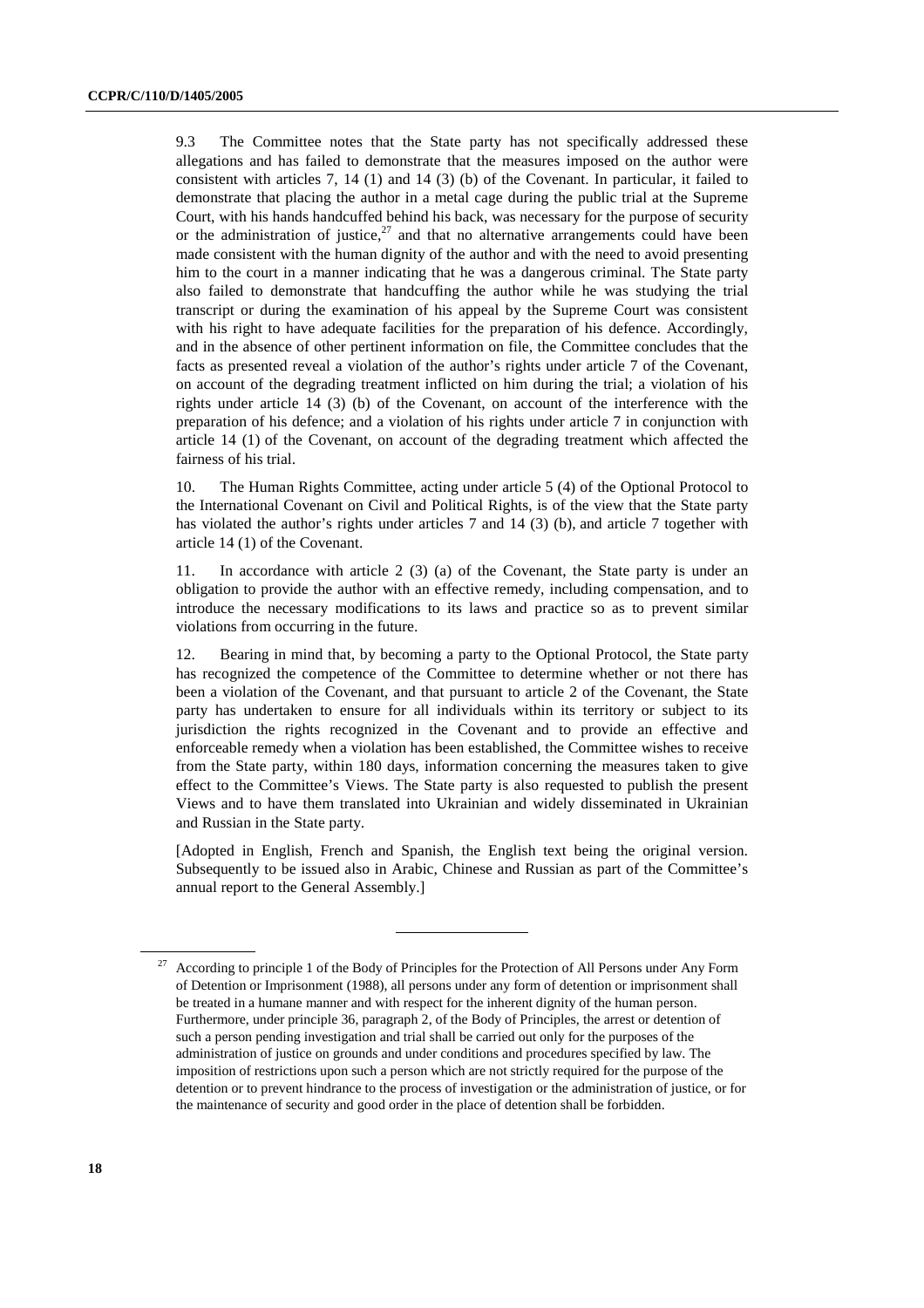9.3 The Committee notes that the State party has not specifically addressed these allegations and has failed to demonstrate that the measures imposed on the author were consistent with articles 7, 14 (1) and 14 (3) (b) of the Covenant. In particular, it failed to demonstrate that placing the author in a metal cage during the public trial at the Supreme Court, with his hands handcuffed behind his back, was necessary for the purpose of security or the administration of justice,[27] and that no alternative arrangements could have been made consistent with the human dignity of the author and with the need to avoid presenting him to the court in a manner indicating that he was a dangerous criminal. The State party also failed to demonstrate that handcuffing the author while he was studying the trial transcript or during the examination of his appeal by the Supreme Court was consistent with his right to have adequate facilities for the preparation of his defence. Accordingly, and in the absence of other pertinent information on file, the Committee concludes that the facts as presented reveal a violation of the author's rights under article 7 of the Covenant, on account of the degrading treatment inflicted on him during the trial; a violation of his rights under article 14 (3) (b) of the Covenant, on account of the interference with the preparation of his defence; and a violation of his rights under article 7 in conjunction with article 14 (1) of the Covenant, on account of the degrading treatment which affected the fairness of his trial.

10. The Human Rights Committee, acting under article 5 (4) of the Optional Protocol to the International Covenant on Civil and Political Rights, is of the view that the State party has violated the author's rights under articles 7 and 14 (3) (b), and article 7 together with article 14 (1) of the Covenant.

11. In accordance with article 2 (3) (a) of the Covenant, the State party is under an obligation to provide the author with an effective remedy, including compensation, and to introduce the necessary modifications to its laws and practice so as to prevent similar violations from occurring in the future.

12. Bearing in mind that, by becoming a party to the Optional Protocol, the State party has recognized the competence of the Committee to determine whether or not there has been a violation of the Covenant, and that pursuant to article 2 of the Covenant, the State party has undertaken to ensure for all individuals within its territory or subject to its jurisdiction the rights recognized in the Covenant and to provide an effective and enforceable remedy when a violation has been established, the Committee wishes to receive from the State party, within 180 days, information concerning the measures taken to give effect to the Committee's Views. The State party is also requested to publish the present Views and to have them translated into Ukrainian and widely disseminated in Ukrainian and Russian in the State party.

[Adopted in English, French and Spanish, the English text being the original version. Subsequently to be issued also in Arabic, Chinese and Russian as part of the Committee's annual report to the General Assembly.]

---

[27] According to principle 1 of the Body of Principles for the Protection of All Persons under Any Form of Detention or Imprisonment (1988), all persons under any form of detention or imprisonment shall be treated in a humane manner and with respect for the inherent dignity of the human person. Furthermore, under principle 36, paragraph 2, of the Body of Principles, the arrest or detention of such a person pending investigation and trial shall be carried out only for the purposes of the administration of justice on grounds and under conditions and procedures specified by law. The imposition of restrictions upon such a person which are not strictly required for the purpose of the detention or to prevent hindrance to the process of investigation or the administration of justice, or for the maintenance of security and good order in the place of detention shall be forbidden.